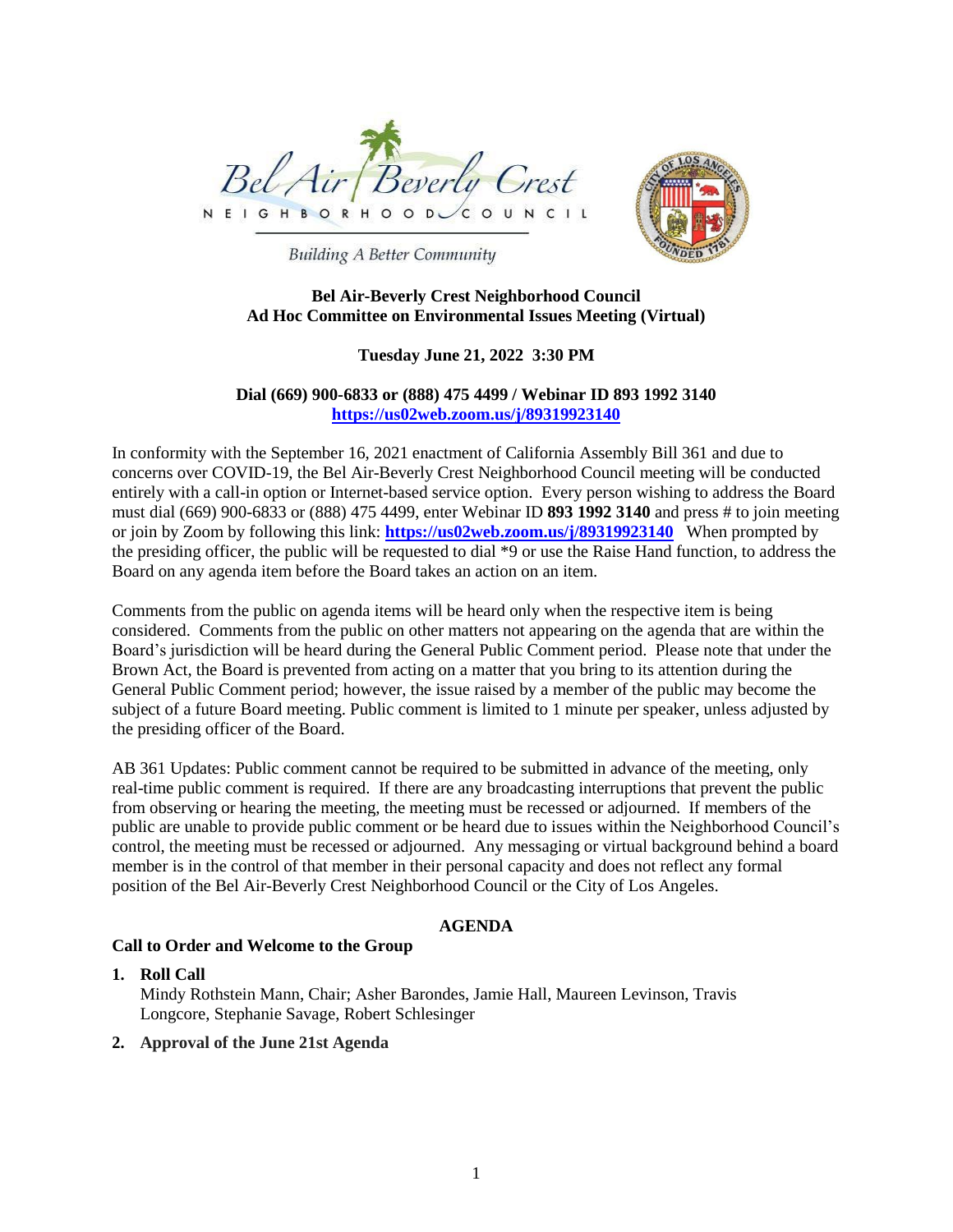Bel Air Beverly Crest NEIGHBORHOOD COUNCIL

*Building A Better Community*

**Bel Air-Beverly Crest Neighborhood Council**
**Ad Hoc Committee on Environmental Issues Meeting (Virtual)**

**Tuesday June 21, 2022 3:30 PM**

**Dial (669) 900-6833 or (888) 475 4499 / Webinar ID 893 1992 3140**
**https://us02web.zoom.us/j/89319923140**

In conformity with the September 16, 2021 enactment of California Assembly Bill 361 and due to concerns over COVID-19, the Bel Air-Beverly Crest Neighborhood Council meeting will be conducted entirely with a call-in option or Internet-based service option. Every person wishing to address the Board must dial (669) 900-6833 or (888) 475 4499, enter Webinar ID **893 1992 3140** and press # to join meeting or join by Zoom by following this link: **https://us02web.zoom.us/j/89319923140** When prompted by the presiding officer, the public will be requested to dial *9 or use the Raise Hand function, to address the Board on any agenda item before the Board takes an action on an item.

Comments from the public on agenda items will be heard only when the respective item is being considered. Comments from the public on other matters not appearing on the agenda that are within the Board's jurisdiction will be heard during the General Public Comment period. Please note that under the Brown Act, the Board is prevented from acting on a matter that you bring to its attention during the General Public Comment period; however, the issue raised by a member of the public may become the subject of a future Board meeting. Public comment is limited to 1 minute per speaker, unless adjusted by the presiding officer of the Board.

AB 361 Updates: Public comment cannot be required to be submitted in advance of the meeting, only real-time public comment is required. If there are any broadcasting interruptions that prevent the public from observing or hearing the meeting, the meeting must be recessed or adjourned. If members of the public are unable to provide public comment or be heard due to issues within the Neighborhood Council's control, the meeting must be recessed or adjourned. Any messaging or virtual background behind a board member is in the control of that member in their personal capacity and does not reflect any formal position of the Bel Air-Beverly Crest Neighborhood Council or the City of Los Angeles.

## AGENDA

**Call to Order and Welcome to the Group**

1. **Roll Call**
   Mindy Rothstein Mann, Chair; Asher Barondes, Jamie Hall, Maureen Levinson, Travis Longcore, Stephanie Savage, Robert Schlesinger
2. **Approval of the June 21st Agenda**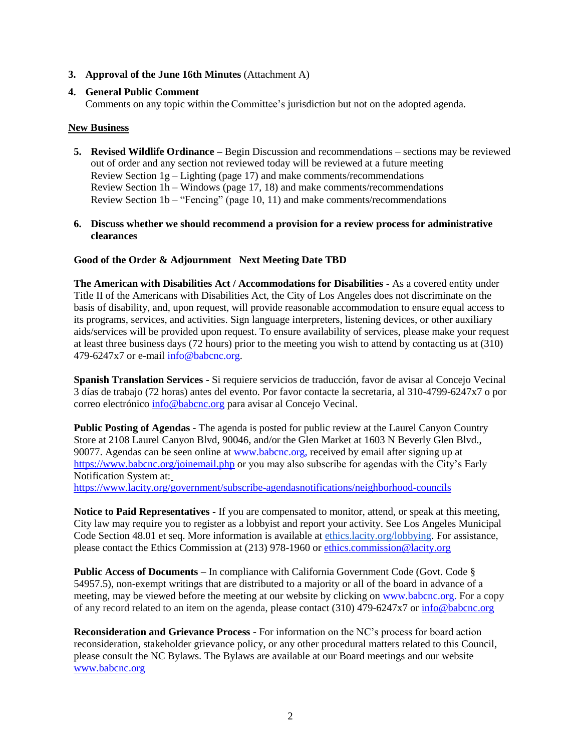3. **Approval of the June 16th Minutes** (Attachment A)

4. **General Public Comment**
   Comments on any topic within the Committee's jurisdiction but not on the adopted agenda.

**New Business**

5. **Revised Wildlife Ordinance –** Begin Discussion and recommendations – sections may be reviewed out of order and any section not reviewed today will be reviewed at a future meeting
   Review Section 1g – Lighting (page 17) and make comments/recommendations
   Review Section 1h – Windows (page 17, 18) and make comments/recommendations
   Review Section 1b – "Fencing" (page 10, 11) and make comments/recommendations

6. **Discuss whether we should recommend a provision for a review process for administrative clearances**

**Good of the Order & Adjournment Next Meeting Date TBD**

**The American with Disabilities Act / Accommodations for Disabilities -** As a covered entity under Title II of the Americans with Disabilities Act, the City of Los Angeles does not discriminate on the basis of disability, and, upon request, will provide reasonable accommodation to ensure equal access to its programs, services, and activities. Sign language interpreters, listening devices, or other auxiliary aids/services will be provided upon request. To ensure availability of services, please make your request at least three business days (72 hours) prior to the meeting you wish to attend by contacting us at (310) 479-6247x7 or e-mail info@babcnc.org.

**Spanish Translation Services -** Si requiere servicios de traducción, favor de avisar al Concejo Vecinal 3 días de trabajo (72 horas) antes del evento. Por favor contacte la secretaria, al 310-4799-6247x7 o por correo electrónico info@babcnc.org para avisar al Concejo Vecinal.

**Public Posting of Agendas -** The agenda is posted for public review at the Laurel Canyon Country Store at 2108 Laurel Canyon Blvd, 90046, and/or the Glen Market at 1603 N Beverly Glen Blvd., 90077. Agendas can be seen online at www.babcnc.org, received by email after signing up at https://www.babcnc.org/joinemail.php or you may also subscribe for agendas with the City's Early Notification System at: https://www.lacity.org/government/subscribe-agendasnotifications/neighborhood-councils

**Notice to Paid Representatives -** If you are compensated to monitor, attend, or speak at this meeting, City law may require you to register as a lobbyist and report your activity. See Los Angeles Municipal Code Section 48.01 et seq. More information is available at ethics.lacity.org/lobbying. For assistance, please contact the Ethics Commission at (213) 978-1960 or ethics.commission@lacity.org

**Public Access of Documents –** In compliance with California Government Code (Govt. Code § 54957.5), non-exempt writings that are distributed to a majority or all of the board in advance of a meeting, may be viewed before the meeting at our website by clicking on www.babcnc.org. For a copy of any record related to an item on the agenda, please contact (310) 479-6247x7 or info@babcnc.org

**Reconsideration and Grievance Process -** For information on the NC's process for board action reconsideration, stakeholder grievance policy, or any other procedural matters related to this Council, please consult the NC Bylaws. The Bylaws are available at our Board meetings and our website www.babcnc.org